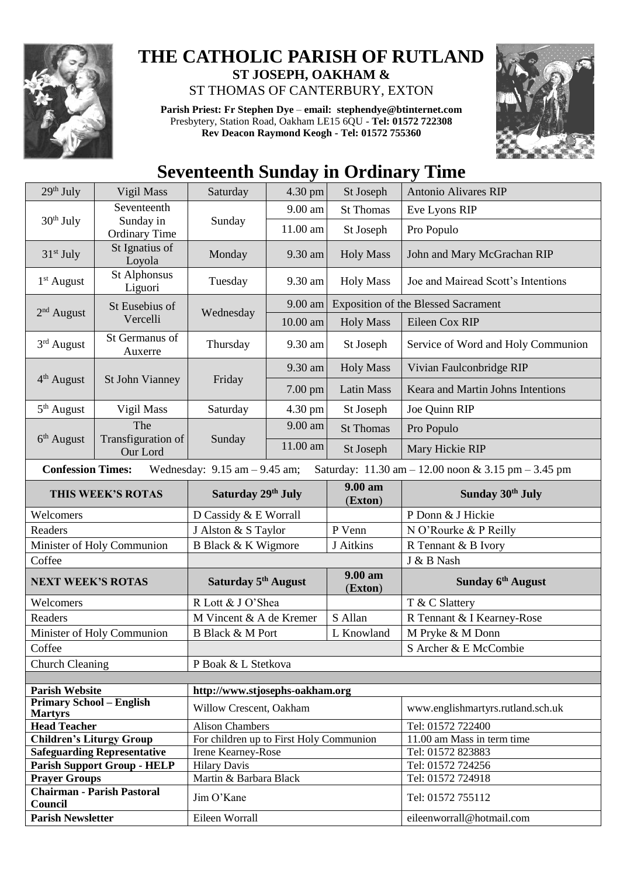# THE CATHOLIC PARISH OF RUTLAND

**ST JOSEPH, OAKHAM &**

ST THOMAS OF CANTERBURY, EXTON

**Parish Priest: Fr Stephen Dye** – **email: stephendye@btinternet.com**
Presbytery, Station Road, Oakham LE15 6QU - **Tel: 01572 722308**
**Rev Deacon Raymond Keogh - Tel: 01572 755360**

## Seventeenth Sunday in Ordinary Time

| | | | | | |
|---|---|---|---|---|---|
| 29th July | Vigil Mass | Saturday | 4.30 pm | St Joseph | Antonio Alivares RIP |
| 30th July | Seventeenth Sunday in Ordinary Time | Sunday | 9.00 am | St Thomas | Eve Lyons RIP |
| | | | 11.00 am | St Joseph | Pro Populo |
| 31st July | St Ignatius of Loyola | Monday | 9.30 am | Holy Mass | John and Mary McGrachan RIP |
| 1st August | St Alphonsus Liguori | Tuesday | 9.30 am | Holy Mass | Joe and Mairead Scott's Intentions |
| 2nd August | St Eusebius of Vercelli | Wednesday | 9.00 am | Exposition of the Blessed Sacrament | |
| | | | 10.00 am | Holy Mass | Eileen Cox RIP |
| 3rd August | St Germanus of Auxerre | Thursday | 9.30 am | St Joseph | Service of Word and Holy Communion |
| 4th August | St John Vianney | Friday | 9.30 am | Holy Mass | Vivian Faulconbridge RIP |
| | | | 7.00 pm | Latin Mass | Keara and Martin Johns Intentions |
| 5th August | Vigil Mass | Saturday | 4.30 pm | St Joseph | Joe Quinn RIP |
| 6th August | The Transfiguration of Our Lord | Sunday | 9.00 am | St Thomas | Pro Populo |
| | | | 11.00 am | St Joseph | Mary Hickie RIP |

**Confession Times:** Wednesday: 9.15 am – 9.45 am; Saturday: 11.30 am – 12.00 noon & 3.15 pm – 3.45 pm

| THIS WEEK'S ROTAS | Saturday 29th July | 9.00 am (Exton) | Sunday 30th July |
|---|---|---|---|
| Welcomers | D Cassidy & E Worrall | | P Donn & J Hickie |
| Readers | J Alston & S Taylor | P Venn | N O'Rourke & P Reilly |
| Minister of Holy Communion | B Black & K Wigmore | J Aitkins | R Tennant & B Ivory |
| Coffee | | | J & B Nash |
| **NEXT WEEK'S ROTAS** | **Saturday 5th August** | **9.00 am (Exton)** | **Sunday 6th August** |
| Welcomers | R Lott & J O'Shea | | T & C Slattery |
| Readers | M Vincent & A de Kremer | S Allan | R Tennant & I Kearney-Rose |
| Minister of Holy Communion | B Black & M Port | L Knowland | M Pryke & M Donn |
| Coffee | | | S Archer & E McCombie |
| Church Cleaning | P Boak & L Stetkova | | |

| | | |
|---|---|---|
| **Parish Website** | **http://www.stjosephs-oakham.org** | |
| **Primary School – English Martyrs** | Willow Crescent, Oakham | www.englishmartyrs.rutland.sch.uk |
| **Head Teacher** | Alison Chambers | Tel: 01572 722400 |
| **Children's Liturgy Group** | For children up to First Holy Communion | 11.00 am Mass in term time |
| **Safeguarding Representative** | Irene Kearney-Rose | Tel: 01572 823883 |
| **Parish Support Group - HELP** | Hilary Davis | Tel: 01572 724256 |
| **Prayer Groups** | Martin & Barbara Black | Tel: 01572 724918 |
| **Chairman - Parish Pastoral Council** | Jim O'Kane | Tel: 01572 755112 |
| **Parish Newsletter** | Eileen Worrall | eileenworrall@hotmail.com |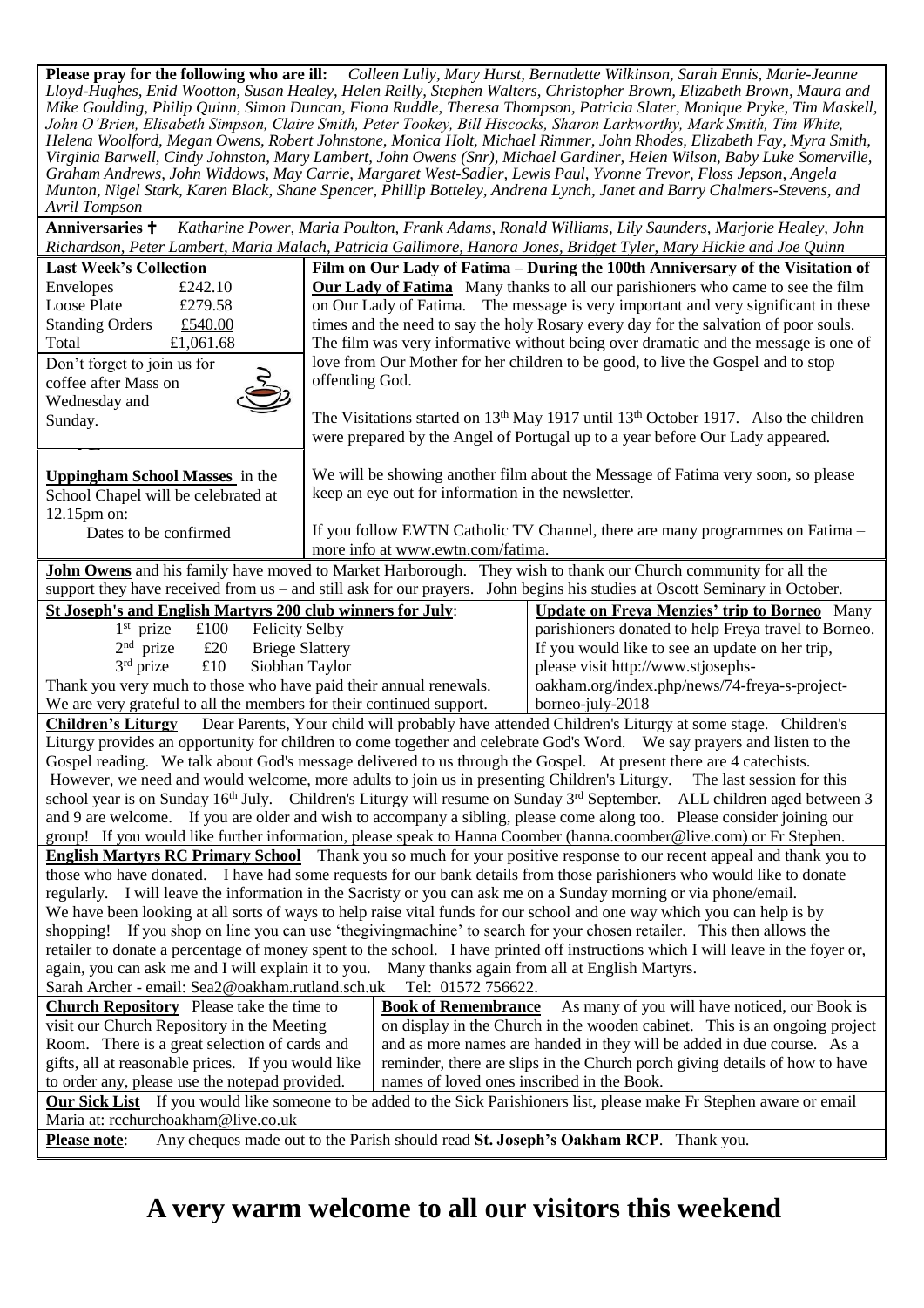**Please pray for the following who are ill:** *Colleen Lully, Mary Hurst, Bernadette Wilkinson, Sarah Ennis, Marie-Jeanne Lloyd-Hughes, Enid Wootton, Susan Healey, Helen Reilly, Stephen Walters, Christopher Brown, Elizabeth Brown, Maura and Mike Goulding, Philip Quinn, Simon Duncan, Fiona Ruddle, Theresa Thompson, Patricia Slater, Monique Pryke, Tim Maskell, John O'Brien, Elisabeth Simpson, Claire Smith, Peter Tookey, Bill Hiscocks, Sharon Larkworthy, Mark Smith, Tim White, Helena Woolford, Megan Owens, Robert Johnstone, Monica Holt, Michael Rimmer, John Rhodes, Elizabeth Fay, Myra Smith, Virginia Barwell, Cindy Johnston, Mary Lambert, John Owens (Snr), Michael Gardiner, Helen Wilson, Baby Luke Somerville, Graham Andrews, John Widdows, May Carrie, Margaret West-Sadler, Lewis Paul, Yvonne Trevor, Floss Jepson, Angela Munton, Nigel Stark, Karen Black, Shane Spencer, Phillip Botteley, Andrena Lynch, Janet and Barry Chalmers-Stevens, and Avril Tompson*

**Anniversaries ✝** *Katharine Power, Maria Poulton, Frank Adams, Ronald Williams, Lily Saunders, Marjorie Healey, John Richardson, Peter Lambert, Maria Malach, Patricia Gallimore, Hanora Jones, Bridget Tyler, Mary Hickie and Joe Quinn*

**Last Week's Collection**

| | |
|---|---|
| Envelopes | £242.10 |
| Loose Plate | £279.58 |
| Standing Orders | £540.00 |
| Total | £1,061.68 |

Don't forget to join us for coffee after Mass on Wednesday and Sunday.

**Uppingham School Masses** in the School Chapel will be celebrated at 12.15pm on:
Dates to be confirmed

**Film on Our Lady of Fatima – During the 100th Anniversary of the Visitation of Our Lady of Fatima** Many thanks to all our parishioners who came to see the film on Our Lady of Fatima. The message is very important and very significant in these times and the need to say the holy Rosary every day for the salvation of poor souls. The film was very informative without being over dramatic and the message is one of love from Our Mother for her children to be good, to live the Gospel and to stop offending God.

The Visitations started on 13th May 1917 until 13th October 1917. Also the children were prepared by the Angel of Portugal up to a year before Our Lady appeared.

We will be showing another film about the Message of Fatima very soon, so please keep an eye out for information in the newsletter.

If you follow EWTN Catholic TV Channel, there are many programmes on Fatima – more info at www.ewtn.com/fatima.

**John Owens** and his family have moved to Market Harborough. They wish to thank our Church community for all the support they have received from us – and still ask for our prayers. John begins his studies at Oscott Seminary in October.

**St Joseph's and English Martyrs 200 club winners for July**:

| | | |
|---|---|---|
| 1st prize | £100 | Felicity Selby |
| 2nd prize | £20 | Briege Slattery |
| 3rd prize | £10 | Siobhan Taylor |

Thank you very much to those who have paid their annual renewals. We are very grateful to all the members for their continued support.

**Update on Freya Menzies' trip to Borneo** Many parishioners donated to help Freya travel to Borneo. If you would like to see an update on her trip, please visit http://www.stjosephs-oakham.org/index.php/news/74-freya-s-project-borneo-july-2018

**Children's Liturgy** Dear Parents, Your child will probably have attended Children's Liturgy at some stage. Children's Liturgy provides an opportunity for children to come together and celebrate God's Word. We say prayers and listen to the Gospel reading. We talk about God's message delivered to us through the Gospel. At present there are 4 catechists. However, we need and would welcome, more adults to join us in presenting Children's Liturgy. The last session for this school year is on Sunday 16th July. Children's Liturgy will resume on Sunday 3rd September. ALL children aged between 3 and 9 are welcome. If you are older and wish to accompany a sibling, please come along too. Please consider joining our group! If you would like further information, please speak to Hanna Coomber (hanna.coomber@live.com) or Fr Stephen.

**English Martyrs RC Primary School** Thank you so much for your positive response to our recent appeal and thank you to those who have donated. I have had some requests for our bank details from those parishioners who would like to donate regularly. I will leave the information in the Sacristy or you can ask me on a Sunday morning or via phone/email. We have been looking at all sorts of ways to help raise vital funds for our school and one way which you can help is by shopping! If you shop on line you can use 'thegivingmachine' to search for your chosen retailer. This then allows the retailer to donate a percentage of money spent to the school. I have printed off instructions which I will leave in the foyer or, again, you can ask me and I will explain it to you. Many thanks again from all at English Martyrs.
Sarah Archer - email: Sea2@oakham.rutland.sch.uk Tel: 01572 756622.

**Church Repository** Please take the time to visit our Church Repository in the Meeting Room. There is a great selection of cards and gifts, all at reasonable prices. If you would like to order any, please use the notepad provided.

**Book of Remembrance** As many of you will have noticed, our Book is on display in the Church in the wooden cabinet. This is an ongoing project and as more names are handed in they will be added in due course. As a reminder, there are slips in the Church porch giving details of how to have names of loved ones inscribed in the Book.

**Our Sick List** If you would like someone to be added to the Sick Parishioners list, please make Fr Stephen aware or email Maria at: rcchurchoakham@live.co.uk

**Please note**: Any cheques made out to the Parish should read **St. Joseph's Oakham RCP**. Thank you.

# A very warm welcome to all our visitors this weekend